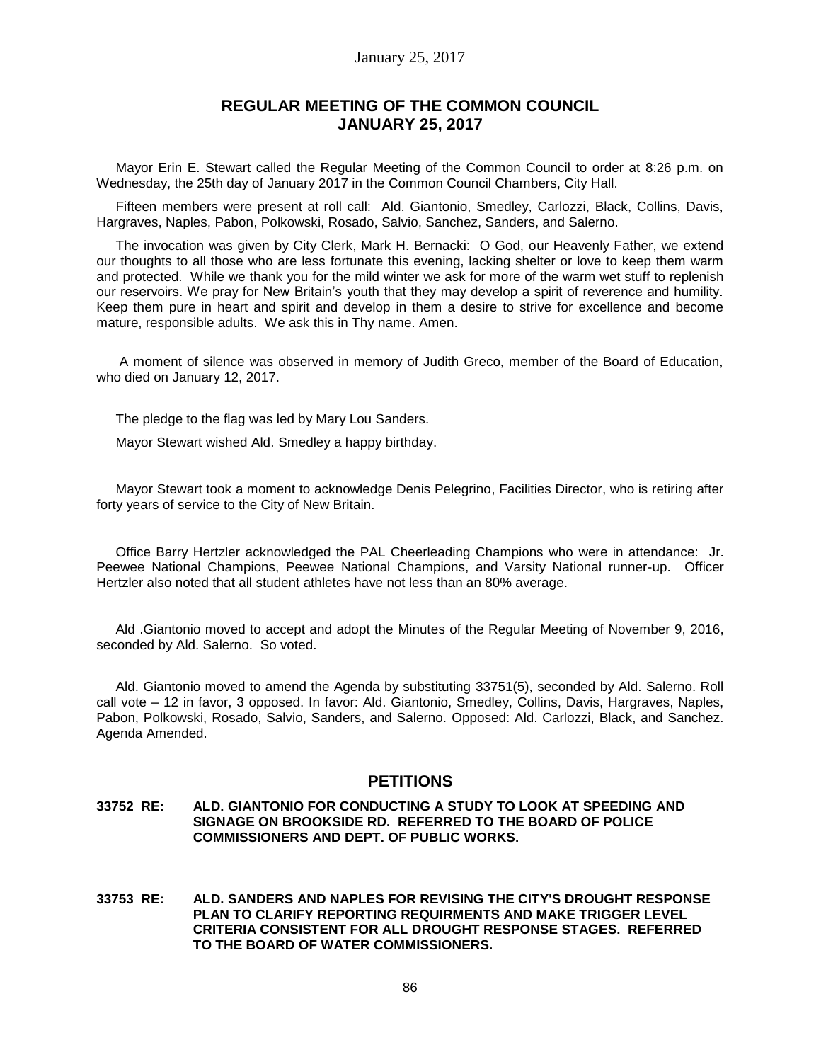## REGULAR MEETING OF THE COMMON COUNCIL JANUARY 25, 2017

Mayor Erin E. Stewart called the Regular Meeting of the Common Council to order at 8:26 p.m. on Wednesday, the 25th day of January 2017 in the Common Council Chambers, City Hall.

Fifteen members were present at roll call: Ald. Giantonio, Smedley, Carlozzi, Black, Collins, Davis, Hargraves, Naples, Pabon, Polkowski, Rosado, Salvio, Sanchez, Sanders, and Salerno.

The invocation was given by City Clerk, Mark H. Bernacki: O God, our Heavenly Father, we extend our thoughts to all those who are less fortunate this evening, lacking shelter or love to keep them warm and protected. While we thank you for the mild winter we ask for more of the warm wet stuff to replenish our reservoirs. We pray for New Britain's youth that they may develop a spirit of reverence and humility. Keep them pure in heart and spirit and develop in them a desire to strive for excellence and become mature, responsible adults. We ask this in Thy name. Amen.

A moment of silence was observed in memory of Judith Greco, member of the Board of Education, who died on January 12, 2017.

The pledge to the flag was led by Mary Lou Sanders.

Mayor Stewart wished Ald. Smedley a happy birthday.

Mayor Stewart took a moment to acknowledge Denis Pelegrino, Facilities Director, who is retiring after forty years of service to the City of New Britain.

Office Barry Hertzler acknowledged the PAL Cheerleading Champions who were in attendance: Jr. Peewee National Champions, Peewee National Champions, and Varsity National runner-up. Officer Hertzler also noted that all student athletes have not less than an 80% average.

Ald .Giantonio moved to accept and adopt the Minutes of the Regular Meeting of November 9, 2016, seconded by Ald. Salerno. So voted.

Ald. Giantonio moved to amend the Agenda by substituting 33751(5), seconded by Ald. Salerno. Roll call vote – 12 in favor, 3 opposed. In favor: Ald. Giantonio, Smedley, Collins, Davis, Hargraves, Naples, Pabon, Polkowski, Rosado, Salvio, Sanders, and Salerno. Opposed: Ald. Carlozzi, Black, and Sanchez. Agenda Amended.

## PETITIONS

**33752 RE: ALD. GIANTONIO FOR CONDUCTING A STUDY TO LOOK AT SPEEDING AND SIGNAGE ON BROOKSIDE RD. REFERRED TO THE BOARD OF POLICE COMMISSIONERS AND DEPT. OF PUBLIC WORKS.**

**33753 RE: ALD. SANDERS AND NAPLES FOR REVISING THE CITY'S DROUGHT RESPONSE PLAN TO CLARIFY REPORTING REQUIRMENTS AND MAKE TRIGGER LEVEL CRITERIA CONSISTENT FOR ALL DROUGHT RESPONSE STAGES. REFERRED TO THE BOARD OF WATER COMMISSIONERS.**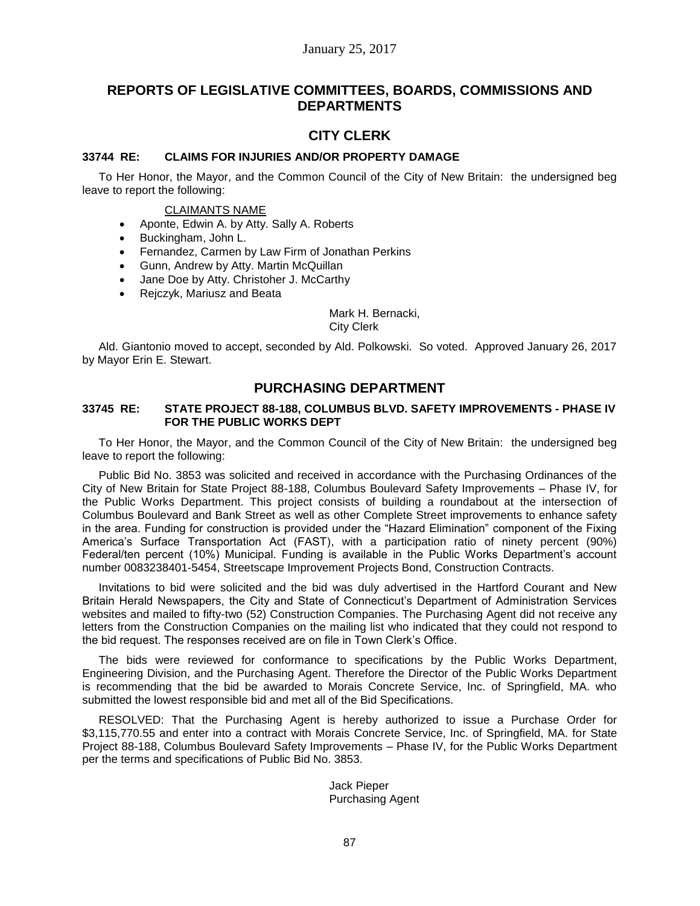## REPORTS OF LEGISLATIVE COMMITTEES, BOARDS, COMMISSIONS AND DEPARTMENTS

## CITY CLERK

### 33744 RE: CLAIMS FOR INJURIES AND/OR PROPERTY DAMAGE

To Her Honor, the Mayor, and the Common Council of the City of New Britain: the undersigned beg leave to report the following:

CLAIMANTS NAME

- Aponte, Edwin A. by Atty. Sally A. Roberts
- Buckingham, John L.
- Fernandez, Carmen by Law Firm of Jonathan Perkins
- Gunn, Andrew by Atty. Martin McQuillan
- Jane Doe by Atty. Christoher J. McCarthy
- Rejczyk, Mariusz and Beata

Mark H. Bernacki,
City Clerk

Ald. Giantonio moved to accept, seconded by Ald. Polkowski. So voted. Approved January 26, 2017 by Mayor Erin E. Stewart.

## PURCHASING DEPARTMENT

### 33745 RE: STATE PROJECT 88-188, COLUMBUS BLVD. SAFETY IMPROVEMENTS - PHASE IV FOR THE PUBLIC WORKS DEPT

To Her Honor, the Mayor, and the Common Council of the City of New Britain: the undersigned beg leave to report the following:

Public Bid No. 3853 was solicited and received in accordance with the Purchasing Ordinances of the City of New Britain for State Project 88-188, Columbus Boulevard Safety Improvements – Phase IV, for the Public Works Department. This project consists of building a roundabout at the intersection of Columbus Boulevard and Bank Street as well as other Complete Street improvements to enhance safety in the area. Funding for construction is provided under the "Hazard Elimination" component of the Fixing America's Surface Transportation Act (FAST), with a participation ratio of ninety percent (90%) Federal/ten percent (10%) Municipal. Funding is available in the Public Works Department's account number 0083238401-5454, Streetscape Improvement Projects Bond, Construction Contracts.

Invitations to bid were solicited and the bid was duly advertised in the Hartford Courant and New Britain Herald Newspapers, the City and State of Connecticut's Department of Administration Services websites and mailed to fifty-two (52) Construction Companies. The Purchasing Agent did not receive any letters from the Construction Companies on the mailing list who indicated that they could not respond to the bid request. The responses received are on file in Town Clerk's Office.

The bids were reviewed for conformance to specifications by the Public Works Department, Engineering Division, and the Purchasing Agent. Therefore the Director of the Public Works Department is recommending that the bid be awarded to Morais Concrete Service, Inc. of Springfield, MA. who submitted the lowest responsible bid and met all of the Bid Specifications.

RESOLVED: That the Purchasing Agent is hereby authorized to issue a Purchase Order for $3,115,770.55 and enter into a contract with Morais Concrete Service, Inc. of Springfield, MA. for State Project 88-188, Columbus Boulevard Safety Improvements – Phase IV, for the Public Works Department per the terms and specifications of Public Bid No. 3853.

Jack Pieper
Purchasing Agent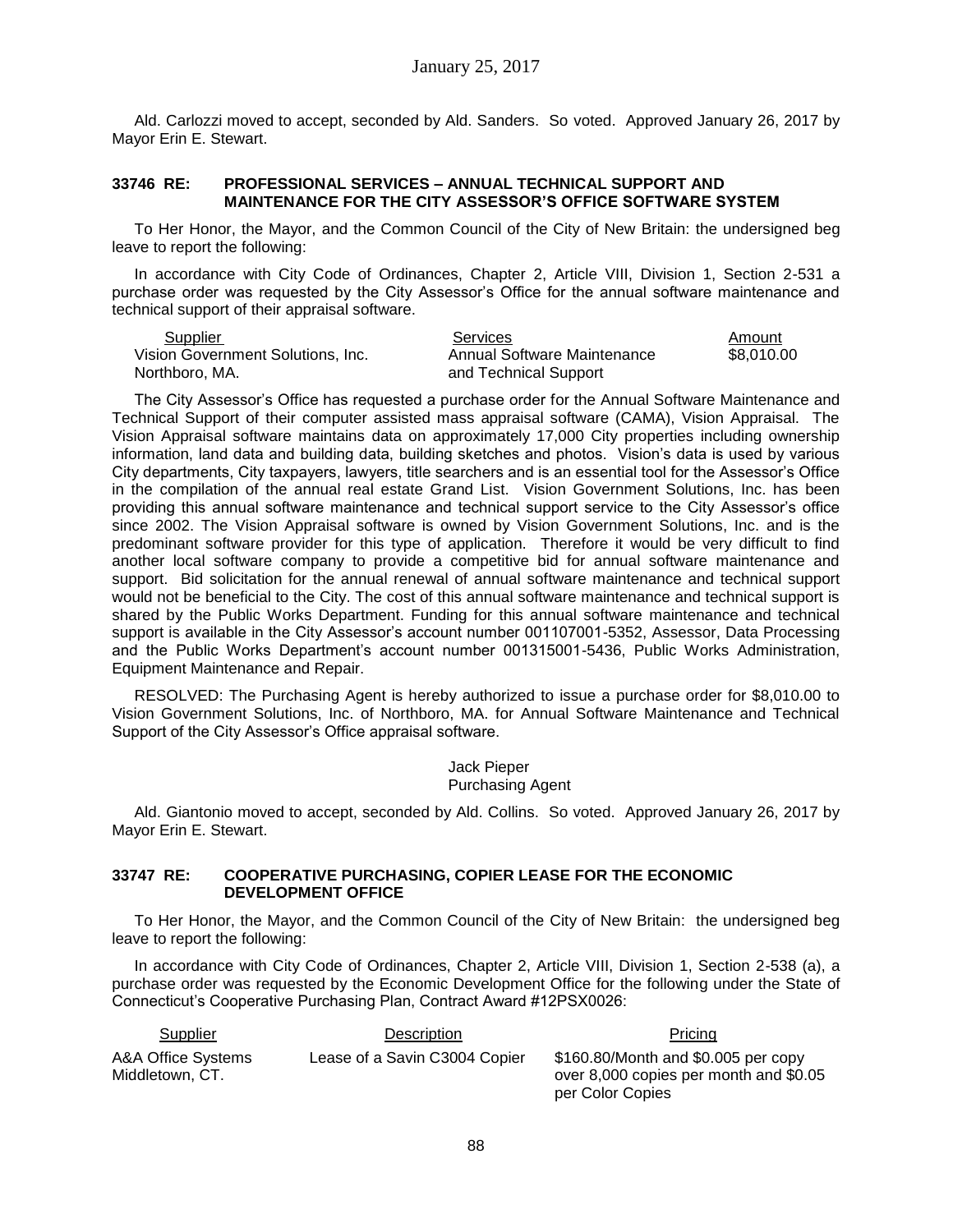Ald. Carlozzi moved to accept, seconded by Ald. Sanders. So voted. Approved January 26, 2017 by Mayor Erin E. Stewart.

### 33746 RE: PROFESSIONAL SERVICES – ANNUAL TECHNICAL SUPPORT AND MAINTENANCE FOR THE CITY ASSESSOR'S OFFICE SOFTWARE SYSTEM

To Her Honor, the Mayor, and the Common Council of the City of New Britain: the undersigned beg leave to report the following:

In accordance with City Code of Ordinances, Chapter 2, Article VIII, Division 1, Section 2-531 a purchase order was requested by the City Assessor's Office for the annual software maintenance and technical support of their appraisal software.

| Supplier | Services | Amount |
|---|---|---|
| Vision Government Solutions, Inc. Northboro, MA. | Annual Software Maintenance and Technical Support | $8,010.00 |

The City Assessor's Office has requested a purchase order for the Annual Software Maintenance and Technical Support of their computer assisted mass appraisal software (CAMA), Vision Appraisal. The Vision Appraisal software maintains data on approximately 17,000 City properties including ownership information, land data and building data, building sketches and photos. Vision's data is used by various City departments, City taxpayers, lawyers, title searchers and is an essential tool for the Assessor's Office in the compilation of the annual real estate Grand List. Vision Government Solutions, Inc. has been providing this annual software maintenance and technical support service to the City Assessor's office since 2002. The Vision Appraisal software is owned by Vision Government Solutions, Inc. and is the predominant software provider for this type of application. Therefore it would be very difficult to find another local software company to provide a competitive bid for annual software maintenance and support. Bid solicitation for the annual renewal of annual software maintenance and technical support would not be beneficial to the City. The cost of this annual software maintenance and technical support is shared by the Public Works Department. Funding for this annual software maintenance and technical support is available in the City Assessor's account number 001107001-5352, Assessor, Data Processing and the Public Works Department's account number 001315001-5436, Public Works Administration, Equipment Maintenance and Repair.

RESOLVED: The Purchasing Agent is hereby authorized to issue a purchase order for $8,010.00 to Vision Government Solutions, Inc. of Northboro, MA. for Annual Software Maintenance and Technical Support of the City Assessor's Office appraisal software.

Jack Pieper
Purchasing Agent

Ald. Giantonio moved to accept, seconded by Ald. Collins. So voted. Approved January 26, 2017 by Mayor Erin E. Stewart.

### 33747 RE: COOPERATIVE PURCHASING, COPIER LEASE FOR THE ECONOMIC DEVELOPMENT OFFICE

To Her Honor, the Mayor, and the Common Council of the City of New Britain: the undersigned beg leave to report the following:

In accordance with City Code of Ordinances, Chapter 2, Article VIII, Division 1, Section 2-538 (a), a purchase order was requested by the Economic Development Office for the following under the State of Connecticut's Cooperative Purchasing Plan, Contract Award #12PSX0026:

| Supplier | Description | Pricing |
|---|---|---|
| A&A Office Systems Middletown, CT. | Lease of a Savin C3004 Copier | $160.80/Month and $0.005 per copy over 8,000 copies per month and $0.05 per Color Copies |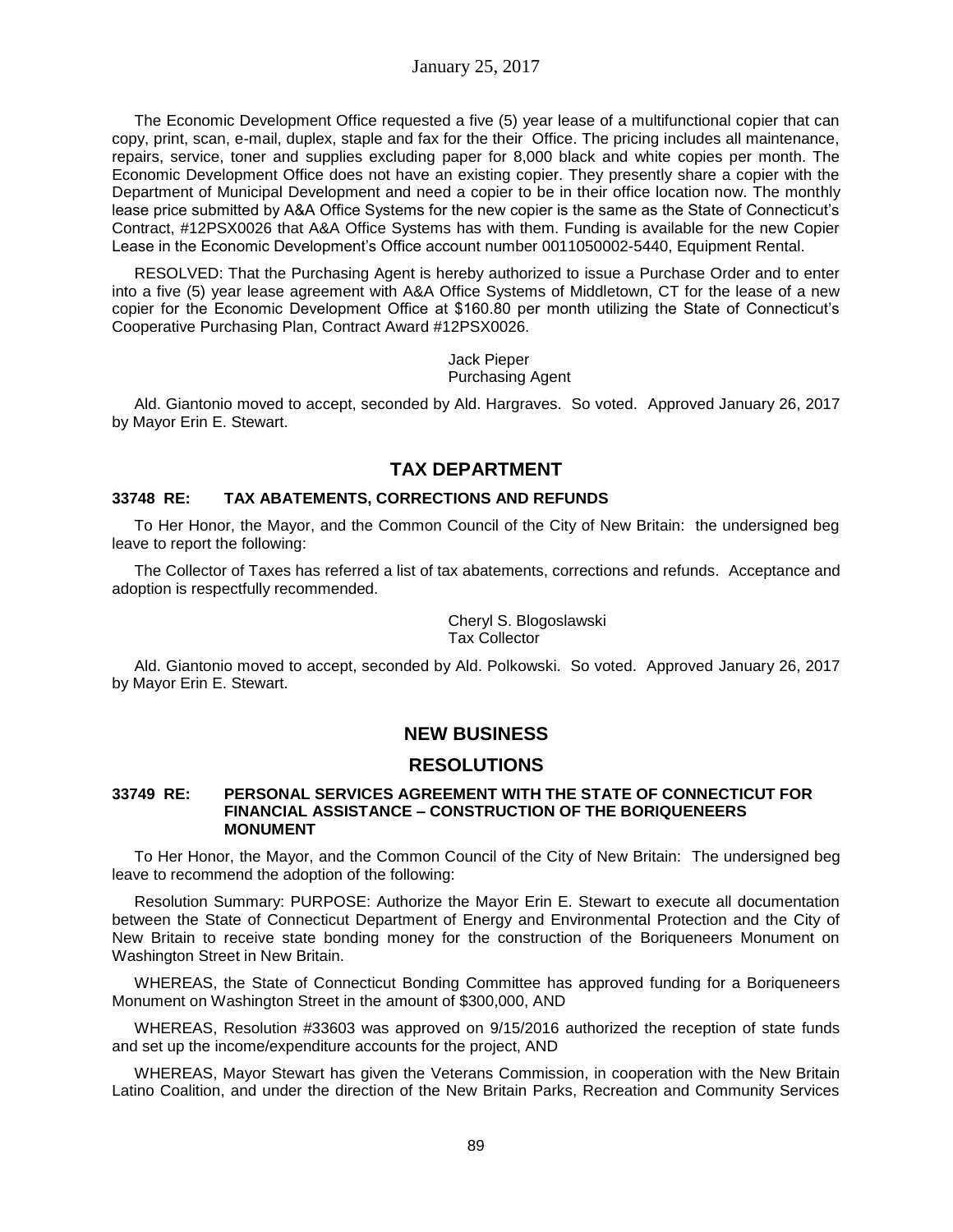The Economic Development Office requested a five (5) year lease of a multifunctional copier that can copy, print, scan, e-mail, duplex, staple and fax for the their Office. The pricing includes all maintenance, repairs, service, toner and supplies excluding paper for 8,000 black and white copies per month. The Economic Development Office does not have an existing copier. They presently share a copier with the Department of Municipal Development and need a copier to be in their office location now. The monthly lease price submitted by A&A Office Systems for the new copier is the same as the State of Connecticut's Contract, #12PSX0026 that A&A Office Systems has with them. Funding is available for the new Copier Lease in the Economic Development's Office account number 0011050002-5440, Equipment Rental.

RESOLVED: That the Purchasing Agent is hereby authorized to issue a Purchase Order and to enter into a five (5) year lease agreement with A&A Office Systems of Middletown, CT for the lease of a new copier for the Economic Development Office at $160.80 per month utilizing the State of Connecticut's Cooperative Purchasing Plan, Contract Award #12PSX0026.

Jack Pieper
Purchasing Agent

Ald. Giantonio moved to accept, seconded by Ald. Hargraves. So voted. Approved January 26, 2017 by Mayor Erin E. Stewart.

## TAX DEPARTMENT

### 33748 RE: TAX ABATEMENTS, CORRECTIONS AND REFUNDS

To Her Honor, the Mayor, and the Common Council of the City of New Britain: the undersigned beg leave to report the following:

The Collector of Taxes has referred a list of tax abatements, corrections and refunds. Acceptance and adoption is respectfully recommended.

Cheryl S. Blogoslawski
Tax Collector

Ald. Giantonio moved to accept, seconded by Ald. Polkowski. So voted. Approved January 26, 2017 by Mayor Erin E. Stewart.

## NEW BUSINESS

## RESOLUTIONS

### 33749 RE: PERSONAL SERVICES AGREEMENT WITH THE STATE OF CONNECTICUT FOR FINANCIAL ASSISTANCE – CONSTRUCTION OF THE BORIQUENEERS MONUMENT

To Her Honor, the Mayor, and the Common Council of the City of New Britain: The undersigned beg leave to recommend the adoption of the following:

Resolution Summary: PURPOSE: Authorize the Mayor Erin E. Stewart to execute all documentation between the State of Connecticut Department of Energy and Environmental Protection and the City of New Britain to receive state bonding money for the construction of the Boriqueneers Monument on Washington Street in New Britain.

WHEREAS, the State of Connecticut Bonding Committee has approved funding for a Boriqueneers Monument on Washington Street in the amount of $300,000, AND

WHEREAS, Resolution #33603 was approved on 9/15/2016 authorized the reception of state funds and set up the income/expenditure accounts for the project, AND

WHEREAS, Mayor Stewart has given the Veterans Commission, in cooperation with the New Britain Latino Coalition, and under the direction of the New Britain Parks, Recreation and Community Services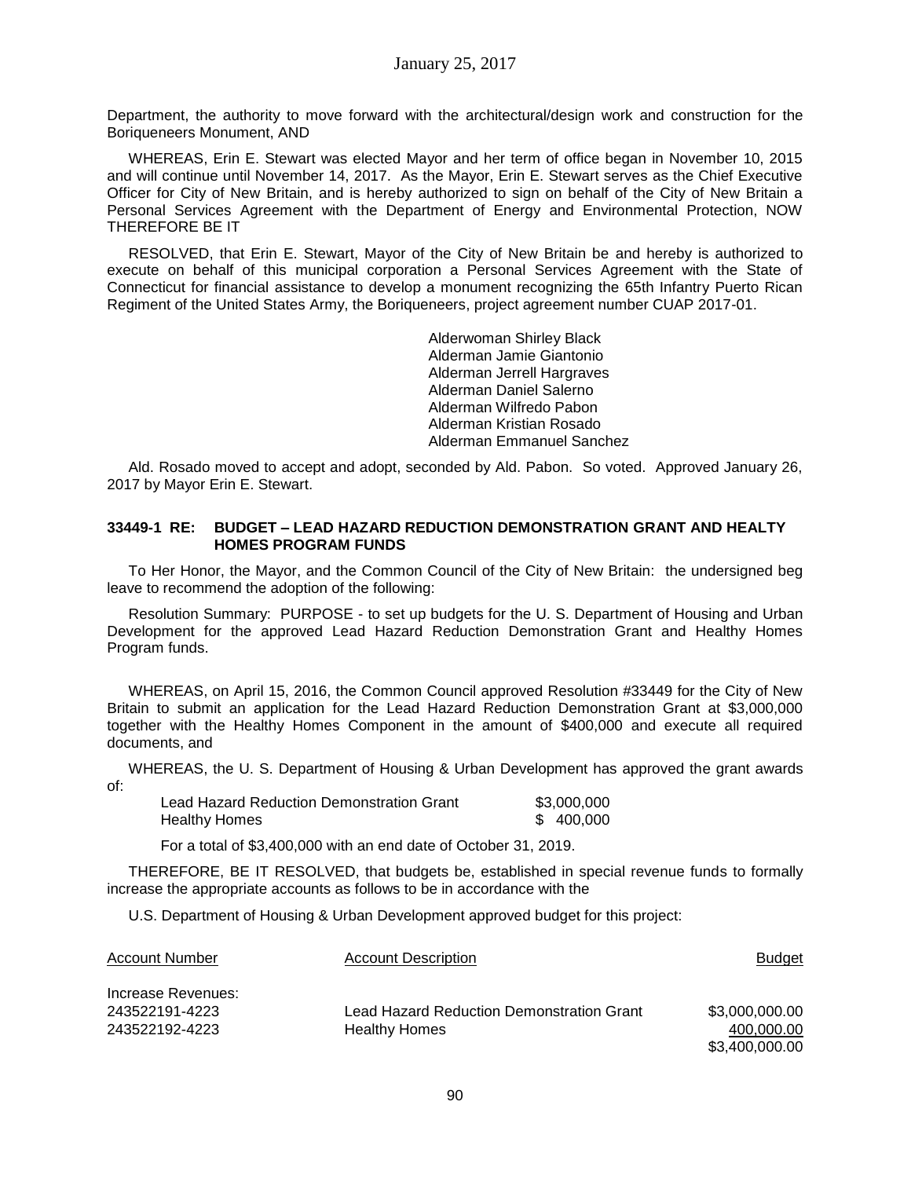Department, the authority to move forward with the architectural/design work and construction for the Boriqueneers Monument, AND

WHEREAS, Erin E. Stewart was elected Mayor and her term of office began in November 10, 2015 and will continue until November 14, 2017. As the Mayor, Erin E. Stewart serves as the Chief Executive Officer for City of New Britain, and is hereby authorized to sign on behalf of the City of New Britain a Personal Services Agreement with the Department of Energy and Environmental Protection, NOW THEREFORE BE IT

RESOLVED, that Erin E. Stewart, Mayor of the City of New Britain be and hereby is authorized to execute on behalf of this municipal corporation a Personal Services Agreement with the State of Connecticut for financial assistance to develop a monument recognizing the 65th Infantry Puerto Rican Regiment of the United States Army, the Boriqueneers, project agreement number CUAP 2017-01.

Alderwoman Shirley Black
Alderman Jamie Giantonio
Alderman Jerrell Hargraves
Alderman Daniel Salerno
Alderman Wilfredo Pabon
Alderman Kristian Rosado
Alderman Emmanuel Sanchez

Ald. Rosado moved to accept and adopt, seconded by Ald. Pabon. So voted. Approved January 26, 2017 by Mayor Erin E. Stewart.

### 33449-1 RE: BUDGET – LEAD HAZARD REDUCTION DEMONSTRATION GRANT AND HEALTY HOMES PROGRAM FUNDS

To Her Honor, the Mayor, and the Common Council of the City of New Britain: the undersigned beg leave to recommend the adoption of the following:

Resolution Summary: PURPOSE - to set up budgets for the U. S. Department of Housing and Urban Development for the approved Lead Hazard Reduction Demonstration Grant and Healthy Homes Program funds.

WHEREAS, on April 15, 2016, the Common Council approved Resolution #33449 for the City of New Britain to submit an application for the Lead Hazard Reduction Demonstration Grant at $3,000,000 together with the Healthy Homes Component in the amount of $400,000 and execute all required documents, and

WHEREAS, the U. S. Department of Housing & Urban Development has approved the grant awards of:

| | |
|---|---|
| Lead Hazard Reduction Demonstration Grant | $3,000,000 |
| Healthy Homes | $ 400,000 |

For a total of $3,400,000 with an end date of October 31, 2019.

THEREFORE, BE IT RESOLVED, that budgets be, established in special revenue funds to formally increase the appropriate accounts as follows to be in accordance with the

U.S. Department of Housing & Urban Development approved budget for this project:

| Account Number | Account Description | Budget |
|---|---|---|
| Increase Revenues: | | |
| 243522191-4223 | Lead Hazard Reduction Demonstration Grant | $3,000,000.00 |
| 243522192-4223 | Healthy Homes | 400,000.00 |
| | | $3,400,000.00 |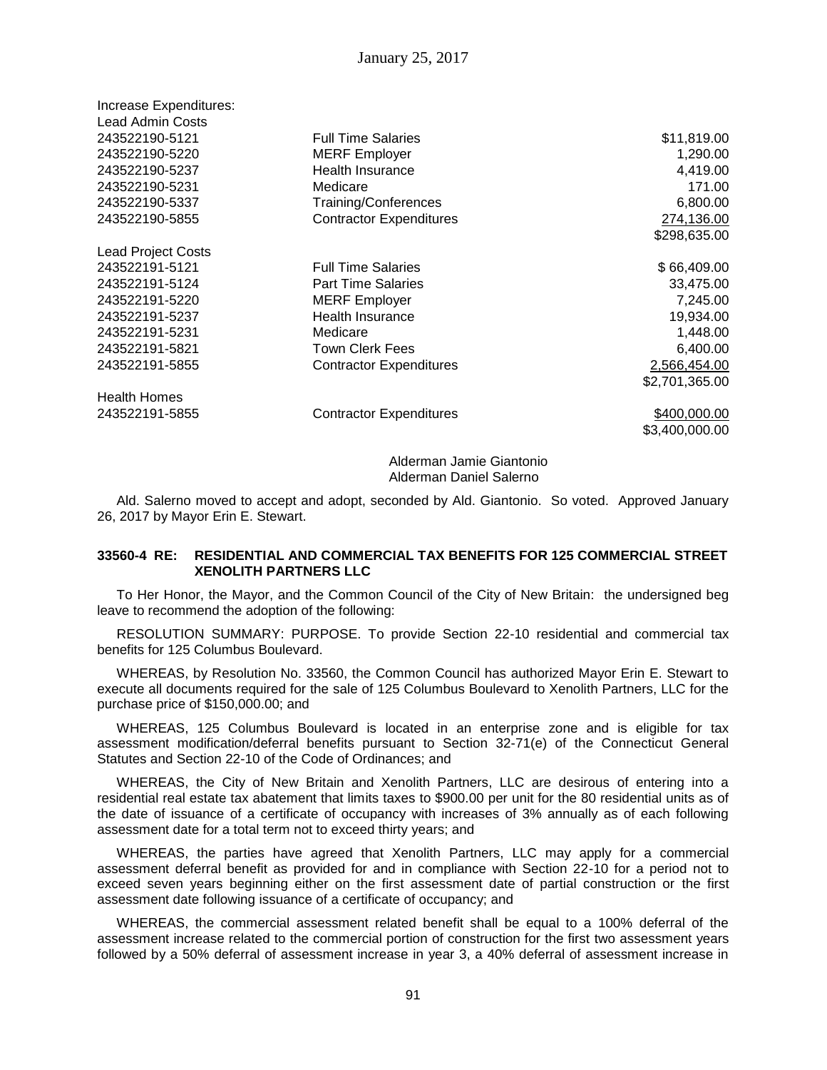Increase Expenditures:

| | | |
|---|---|---|
| Lead Admin Costs | | |
| 243522190-5121 | Full Time Salaries | $11,819.00 |
| 243522190-5220 | MERF Employer | 1,290.00 |
| 243522190-5237 | Health Insurance | 4,419.00 |
| 243522190-5231 | Medicare | 171.00 |
| 243522190-5337 | Training/Conferences | 6,800.00 |
| 243522190-5855 | Contractor Expenditures | 274,136.00 |
| | | $298,635.00 |
| Lead Project Costs | | |
| 243522191-5121 | Full Time Salaries | $ 66,409.00 |
| 243522191-5124 | Part Time Salaries | 33,475.00 |
| 243522191-5220 | MERF Employer | 7,245.00 |
| 243522191-5237 | Health Insurance | 19,934.00 |
| 243522191-5231 | Medicare | 1,448.00 |
| 243522191-5821 | Town Clerk Fees | 6,400.00 |
| 243522191-5855 | Contractor Expenditures | 2,566,454.00 |
| | | $2,701,365.00 |
| Health Homes | | |
| 243522191-5855 | Contractor Expenditures | $400,000.00 |
| | | $3,400,000.00 |

Alderman Jamie Giantonio
Alderman Daniel Salerno

Ald. Salerno moved to accept and adopt, seconded by Ald. Giantonio. So voted. Approved January 26, 2017 by Mayor Erin E. Stewart.

**33560-4 RE: RESIDENTIAL AND COMMERCIAL TAX BENEFITS FOR 125 COMMERCIAL STREET XENOLITH PARTNERS LLC**

To Her Honor, the Mayor, and the Common Council of the City of New Britain: the undersigned beg leave to recommend the adoption of the following:

RESOLUTION SUMMARY: PURPOSE. To provide Section 22-10 residential and commercial tax benefits for 125 Columbus Boulevard.

WHEREAS, by Resolution No. 33560, the Common Council has authorized Mayor Erin E. Stewart to execute all documents required for the sale of 125 Columbus Boulevard to Xenolith Partners, LLC for the purchase price of $150,000.00; and

WHEREAS, 125 Columbus Boulevard is located in an enterprise zone and is eligible for tax assessment modification/deferral benefits pursuant to Section 32-71(e) of the Connecticut General Statutes and Section 22-10 of the Code of Ordinances; and

WHEREAS, the City of New Britain and Xenolith Partners, LLC are desirous of entering into a residential real estate tax abatement that limits taxes to $900.00 per unit for the 80 residential units as of the date of issuance of a certificate of occupancy with increases of 3% annually as of each following assessment date for a total term not to exceed thirty years; and

WHEREAS, the parties have agreed that Xenolith Partners, LLC may apply for a commercial assessment deferral benefit as provided for and in compliance with Section 22-10 for a period not to exceed seven years beginning either on the first assessment date of partial construction or the first assessment date following issuance of a certificate of occupancy; and

WHEREAS, the commercial assessment related benefit shall be equal to a 100% deferral of the assessment increase related to the commercial portion of construction for the first two assessment years followed by a 50% deferral of assessment increase in year 3, a 40% deferral of assessment increase in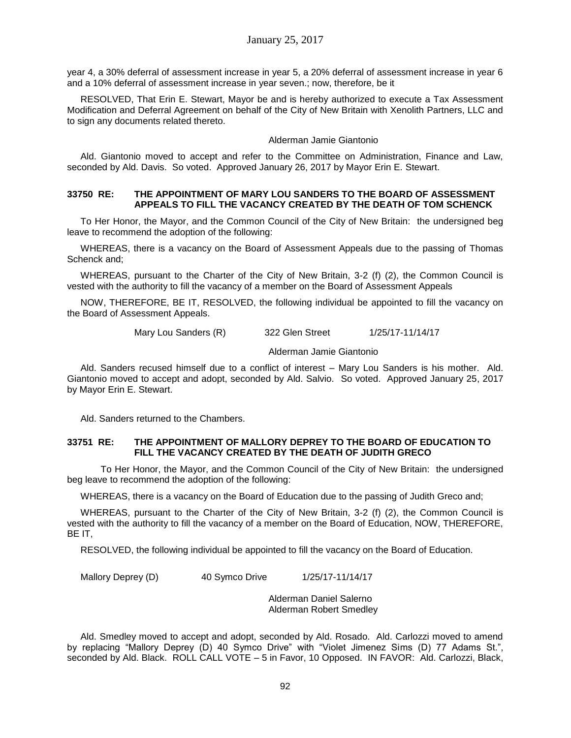year 4, a 30% deferral of assessment increase in year 5, a 20% deferral of assessment increase in year 6 and a 10% deferral of assessment increase in year seven.; now, therefore, be it

RESOLVED, That Erin E. Stewart, Mayor be and is hereby authorized to execute a Tax Assessment Modification and Deferral Agreement on behalf of the City of New Britain with Xenolith Partners, LLC and to sign any documents related thereto.

Alderman Jamie Giantonio

Ald. Giantonio moved to accept and refer to the Committee on Administration, Finance and Law, seconded by Ald. Davis. So voted. Approved January 26, 2017 by Mayor Erin E. Stewart.

**33750 RE: THE APPOINTMENT OF MARY LOU SANDERS TO THE BOARD OF ASSESSMENT APPEALS TO FILL THE VACANCY CREATED BY THE DEATH OF TOM SCHENCK**

To Her Honor, the Mayor, and the Common Council of the City of New Britain: the undersigned beg leave to recommend the adoption of the following:

WHEREAS, there is a vacancy on the Board of Assessment Appeals due to the passing of Thomas Schenck and;

WHEREAS, pursuant to the Charter of the City of New Britain, 3-2 (f) (2), the Common Council is vested with the authority to fill the vacancy of a member on the Board of Assessment Appeals

NOW, THEREFORE, BE IT, RESOLVED, the following individual be appointed to fill the vacancy on the Board of Assessment Appeals.

Mary Lou Sanders (R) 322 Glen Street 1/25/17-11/14/17

Alderman Jamie Giantonio

Ald. Sanders recused himself due to a conflict of interest – Mary Lou Sanders is his mother. Ald. Giantonio moved to accept and adopt, seconded by Ald. Salvio. So voted. Approved January 25, 2017 by Mayor Erin E. Stewart.

Ald. Sanders returned to the Chambers.

**33751 RE: THE APPOINTMENT OF MALLORY DEPREY TO THE BOARD OF EDUCATION TO FILL THE VACANCY CREATED BY THE DEATH OF JUDITH GRECO**

To Her Honor, the Mayor, and the Common Council of the City of New Britain: the undersigned beg leave to recommend the adoption of the following:

WHEREAS, there is a vacancy on the Board of Education due to the passing of Judith Greco and;

WHEREAS, pursuant to the Charter of the City of New Britain, 3-2 (f) (2), the Common Council is vested with the authority to fill the vacancy of a member on the Board of Education, NOW, THEREFORE, BE IT,

RESOLVED, the following individual be appointed to fill the vacancy on the Board of Education.

Mallory Deprey (D) 40 Symco Drive 1/25/17-11/14/17

Alderman Daniel Salerno
Alderman Robert Smedley

Ald. Smedley moved to accept and adopt, seconded by Ald. Rosado. Ald. Carlozzi moved to amend by replacing "Mallory Deprey (D) 40 Symco Drive" with "Violet Jimenez Sims (D) 77 Adams St.", seconded by Ald. Black. ROLL CALL VOTE – 5 in Favor, 10 Opposed. IN FAVOR: Ald. Carlozzi, Black,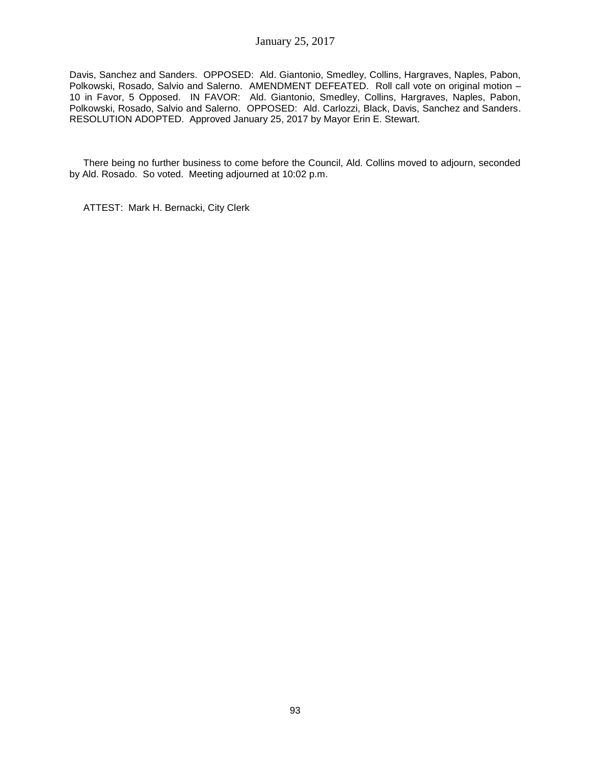Davis, Sanchez and Sanders. OPPOSED: Ald. Giantonio, Smedley, Collins, Hargraves, Naples, Pabon, Polkowski, Rosado, Salvio and Salerno. AMENDMENT DEFEATED. Roll call vote on original motion – 10 in Favor, 5 Opposed. IN FAVOR: Ald. Giantonio, Smedley, Collins, Hargraves, Naples, Pabon, Polkowski, Rosado, Salvio and Salerno. OPPOSED: Ald. Carlozzi, Black, Davis, Sanchez and Sanders. RESOLUTION ADOPTED. Approved January 25, 2017 by Mayor Erin E. Stewart.

There being no further business to come before the Council, Ald. Collins moved to adjourn, seconded by Ald. Rosado. So voted. Meeting adjourned at 10:02 p.m.

ATTEST: Mark H. Bernacki, City Clerk